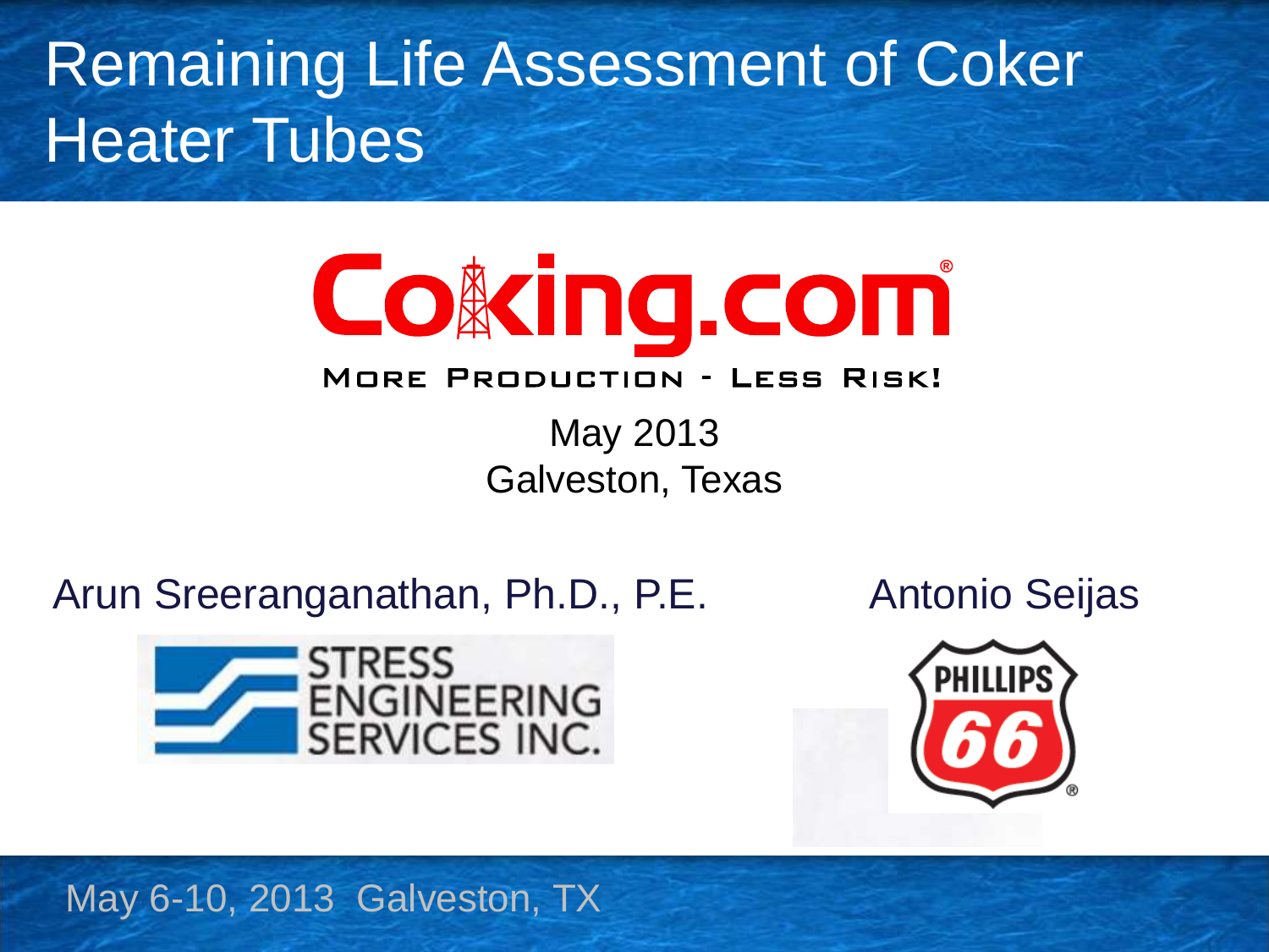# Remaining Life Assessment of Coker Heater Tubes

Coking.com

MORE PRODUCTION - LESS RISK!

May 2013
Galveston, Texas

Arun Sreeranganathan, Ph.D., P.E.

STRESS ENGINEERING SERVICES INC.

Antonio Seijas

PHILLIPS 66

May 6-10, 2013 Galveston, TX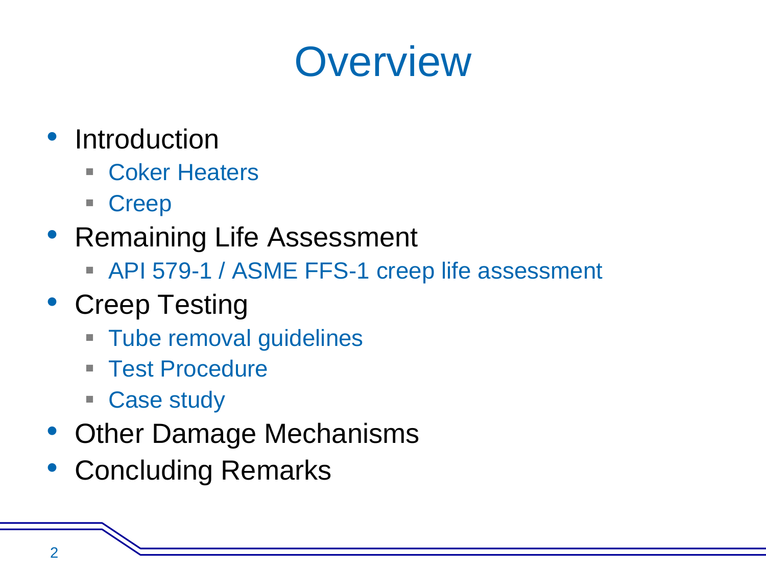# Overview

- Introduction
  - Coker Heaters
  - Creep
- Remaining Life Assessment
  - API 579-1 / ASME FFS-1 creep life assessment
- Creep Testing
  - Tube removal guidelines
  - Test Procedure
  - Case study
- Other Damage Mechanisms
- Concluding Remarks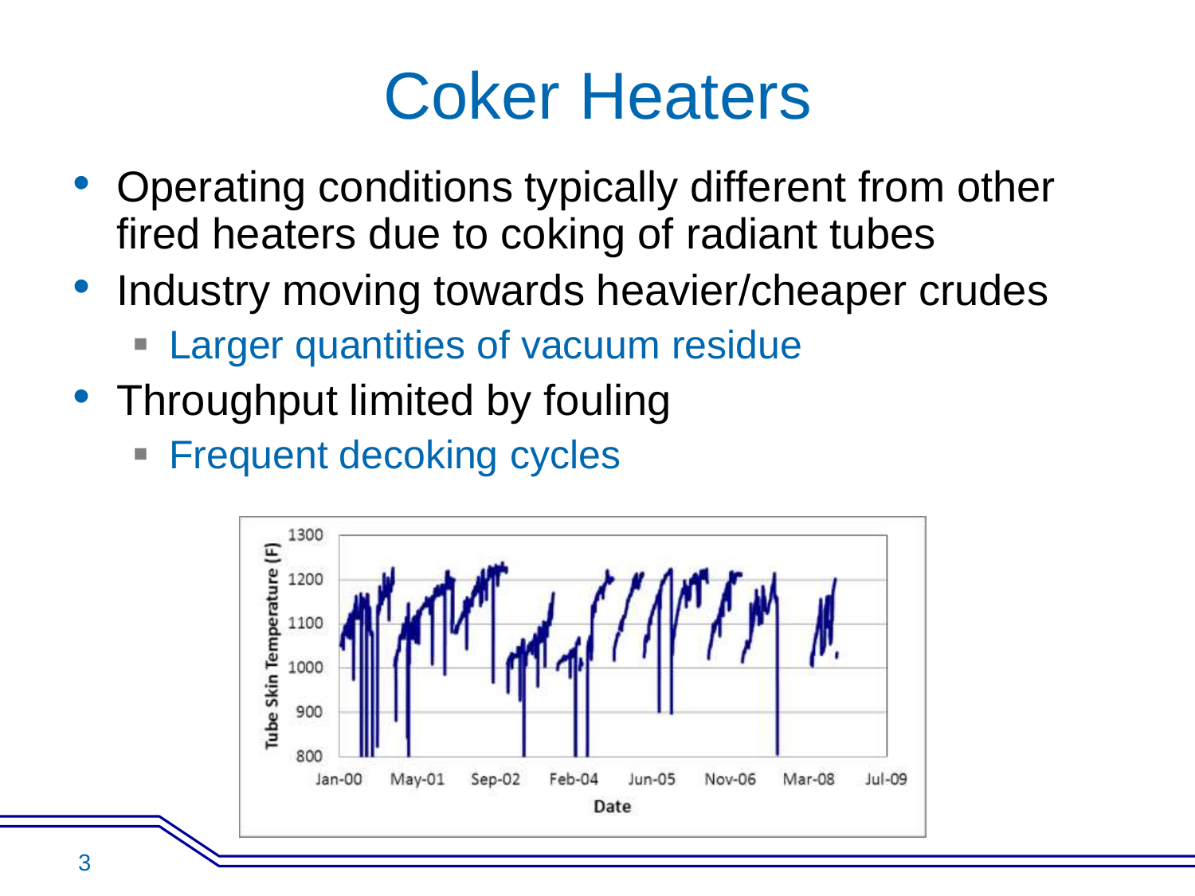# Coker Heaters

- Operating conditions typically different from other fired heaters due to coking of radiant tubes
- Industry moving towards heavier/cheaper crudes
  - Larger quantities of vacuum residue
- Throughput limited by fouling
  - Frequent decoking cycles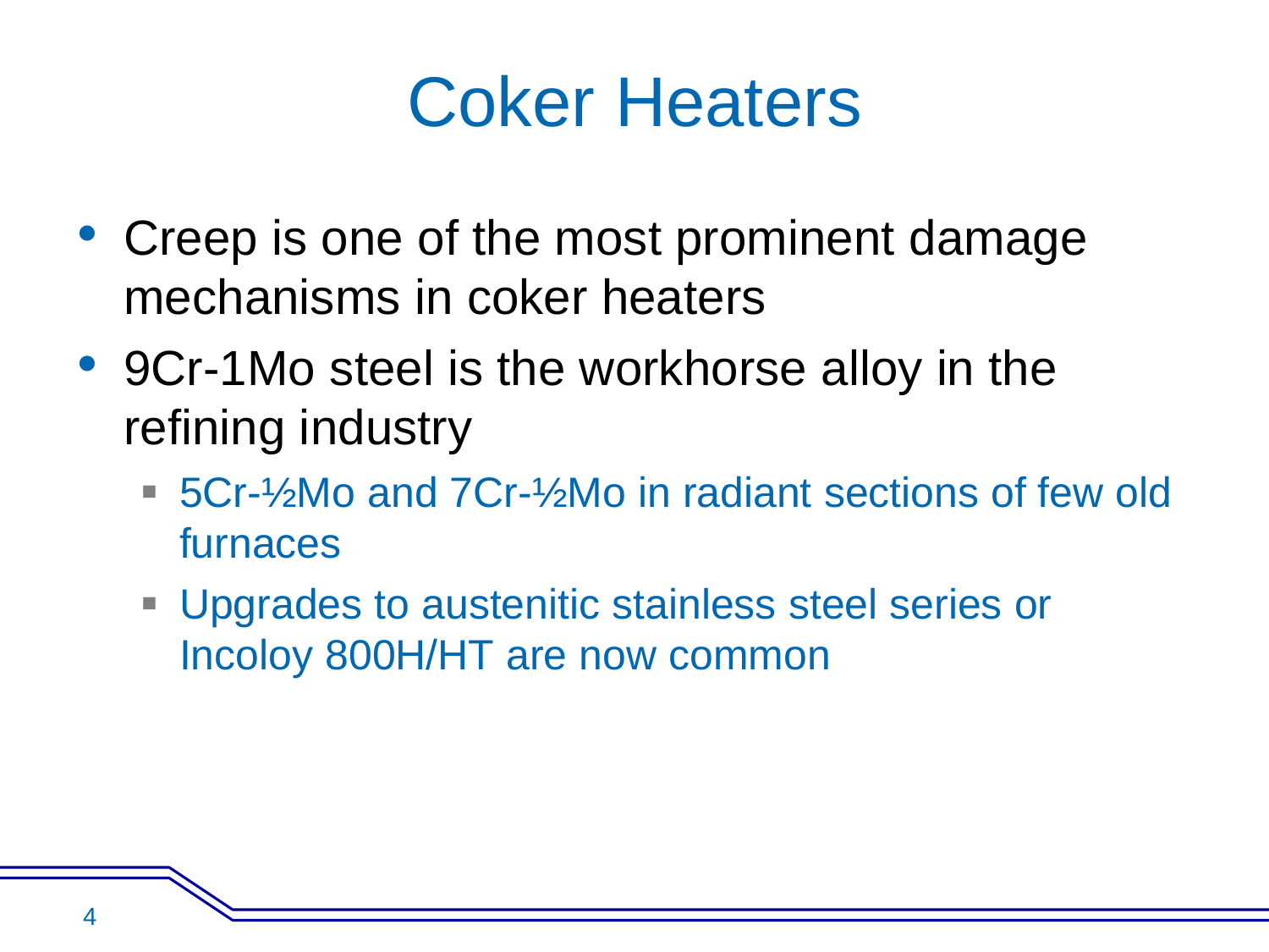# Coker Heaters

- Creep is one of the most prominent damage mechanisms in coker heaters
- 9Cr-1Mo steel is the workhorse alloy in the refining industry
  - 5Cr-½Mo and 7Cr-½Mo in radiant sections of few old furnaces
  - Upgrades to austenitic stainless steel series or Incoloy 800H/HT are now common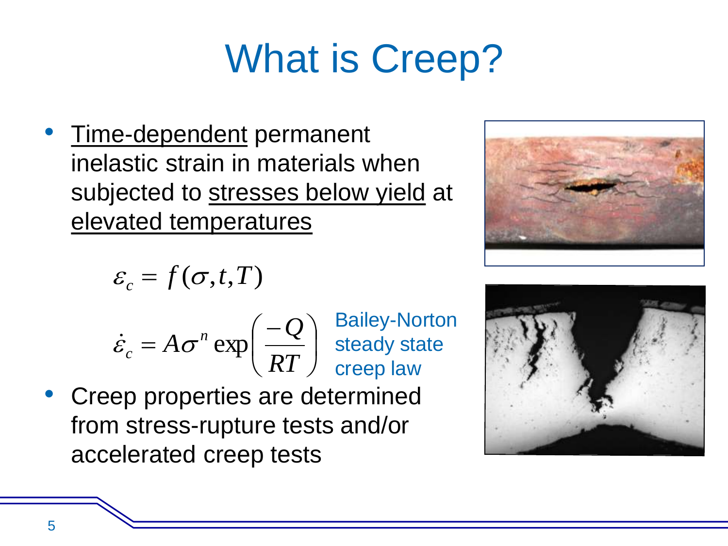# What is Creep?

- Time-dependent permanent inelastic strain in materials when subjected to stresses below yield at elevated temperatures

$$\varepsilon_c = f(\sigma, t, T)$$

$$\dot{\varepsilon}_c = A\sigma^n \exp\left(\frac{-Q}{RT}\right)$$

Bailey-Norton steady state creep law

- Creep properties are determined from stress-rupture tests and/or accelerated creep tests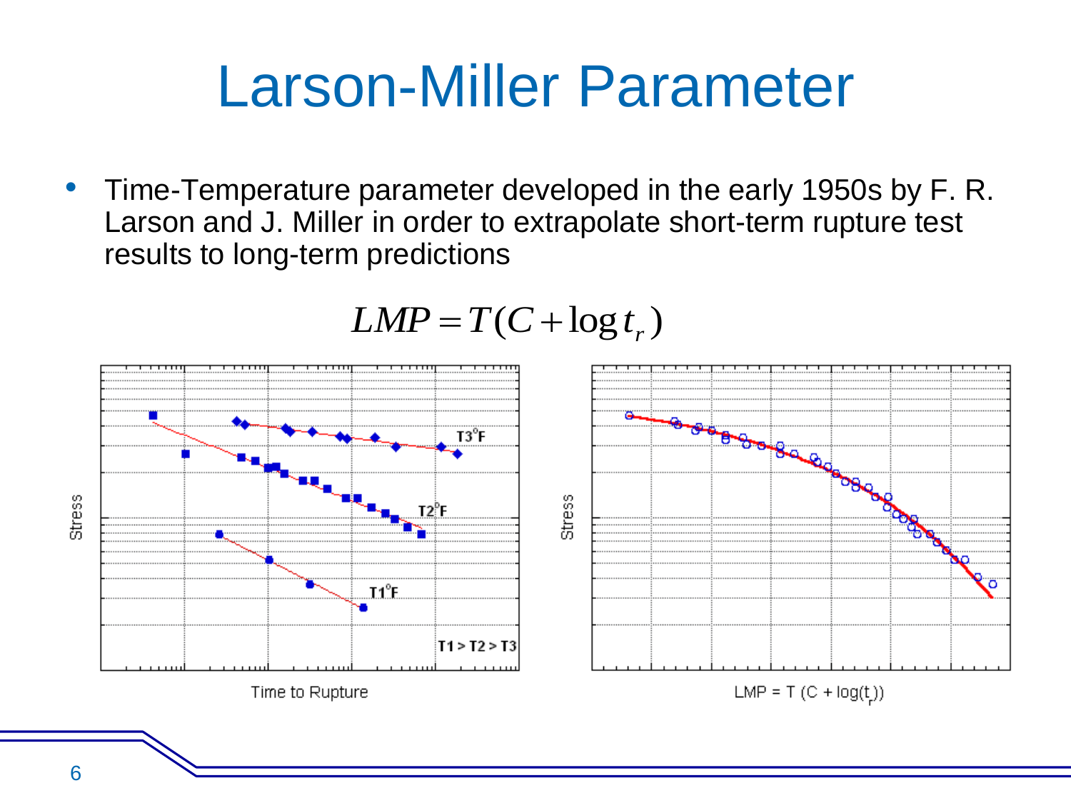# Larson-Miller Parameter

- Time-Temperature parameter developed in the early 1950s by F. R. Larson and J. Miller in order to extrapolate short-term rupture test results to long-term predictions

$$LMP = T(C + \log t_r)$$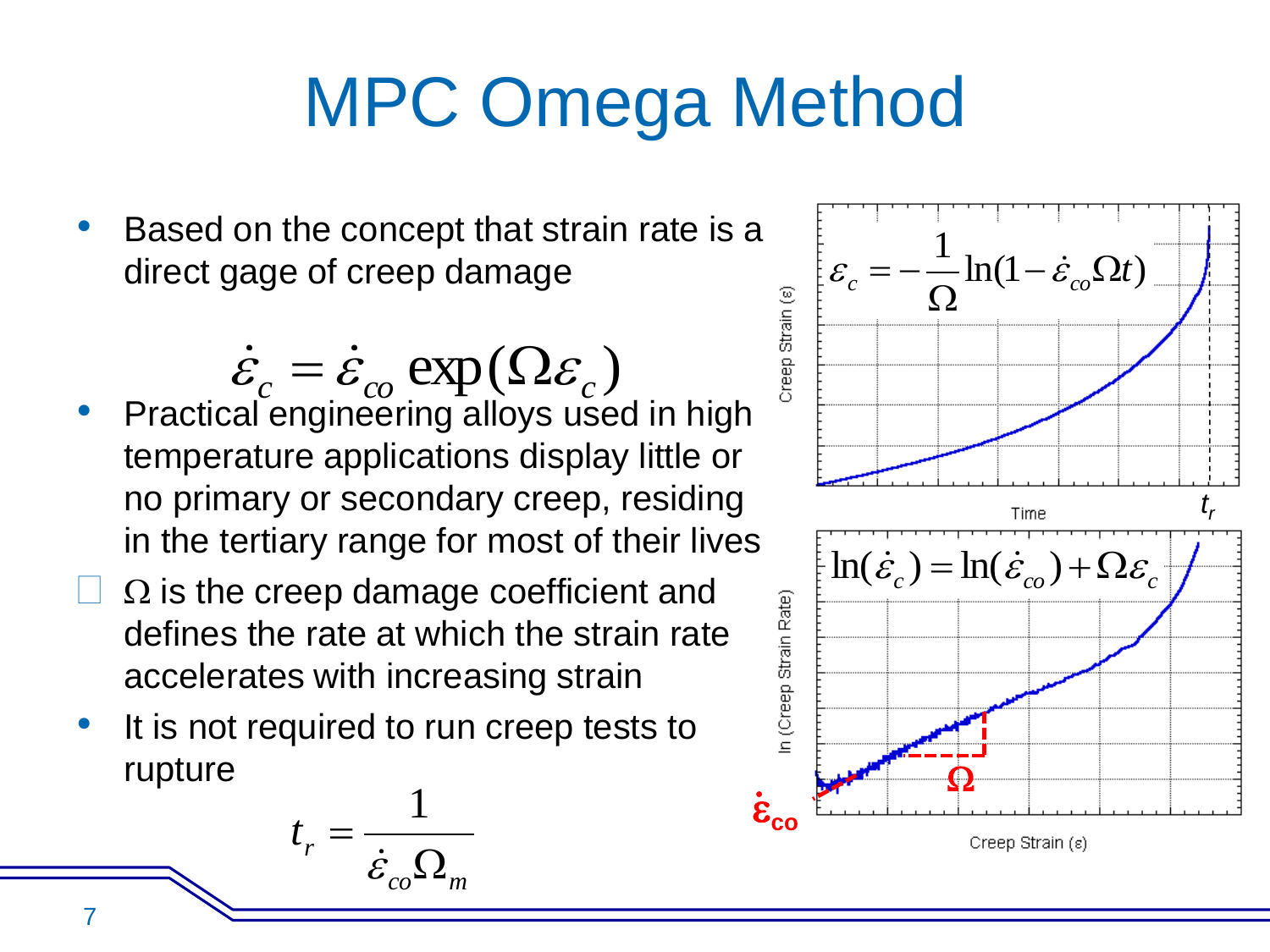# MPC Omega Method

- Based on the concept that strain rate is a direct gage of creep damage

$$\dot{\varepsilon}_c = \dot{\varepsilon}_{co} \exp(\Omega \varepsilon_c)$$

- Practical engineering alloys used in high temperature applications display little or no primary or secondary creep, residing in the tertiary range for most of their lives
- $\Omega$ is the creep damage coefficient and defines the rate at which the strain rate accelerates with increasing strain
- It is not required to run creep tests to rupture

$$t_r = \frac{1}{\dot{\varepsilon}_{co} \Omega_m}$$

$$\varepsilon_c = -\frac{1}{\Omega} \ln(1 - \dot{\varepsilon}_{co} \Omega t)$$

$$\ln(\dot{\varepsilon}_c) = \ln(\dot{\varepsilon}_{co}) + \Omega \varepsilon_c$$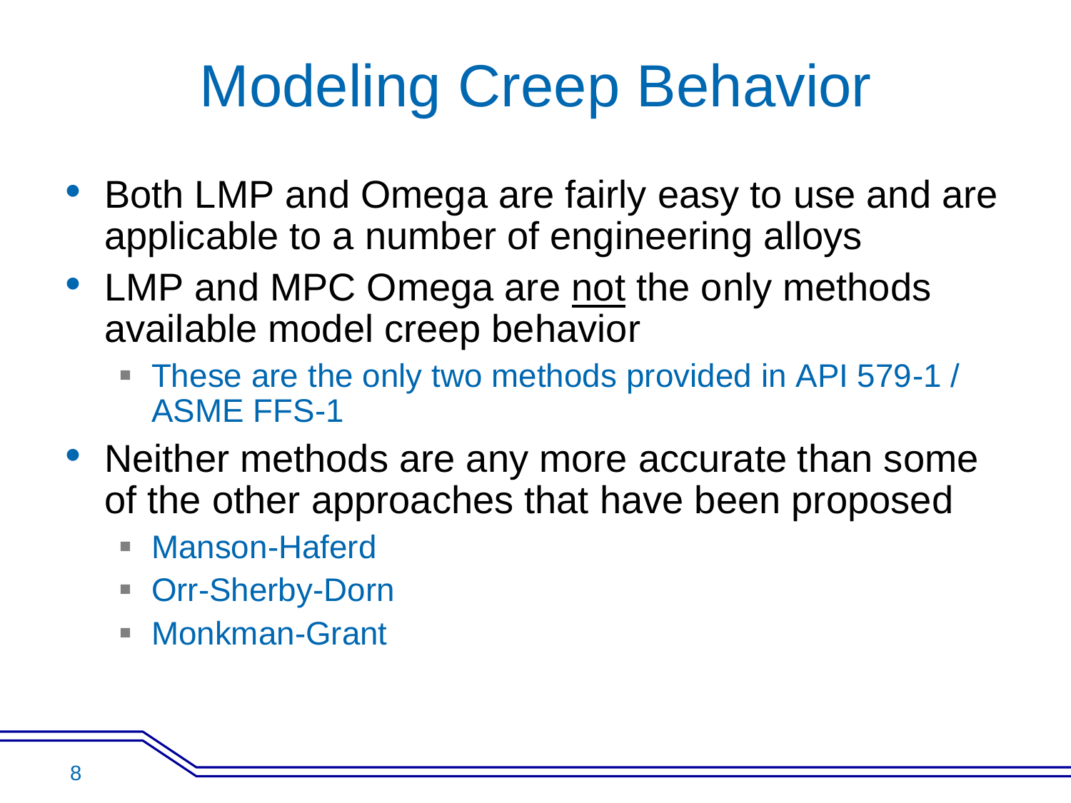# Modeling Creep Behavior

- Both LMP and Omega are fairly easy to use and are applicable to a number of engineering alloys
- LMP and MPC Omega are not the only methods available model creep behavior
  - These are the only two methods provided in API 579-1 / ASME FFS-1
- Neither methods are any more accurate than some of the other approaches that have been proposed
  - Manson-Haferd
  - Orr-Sherby-Dorn
  - Monkman-Grant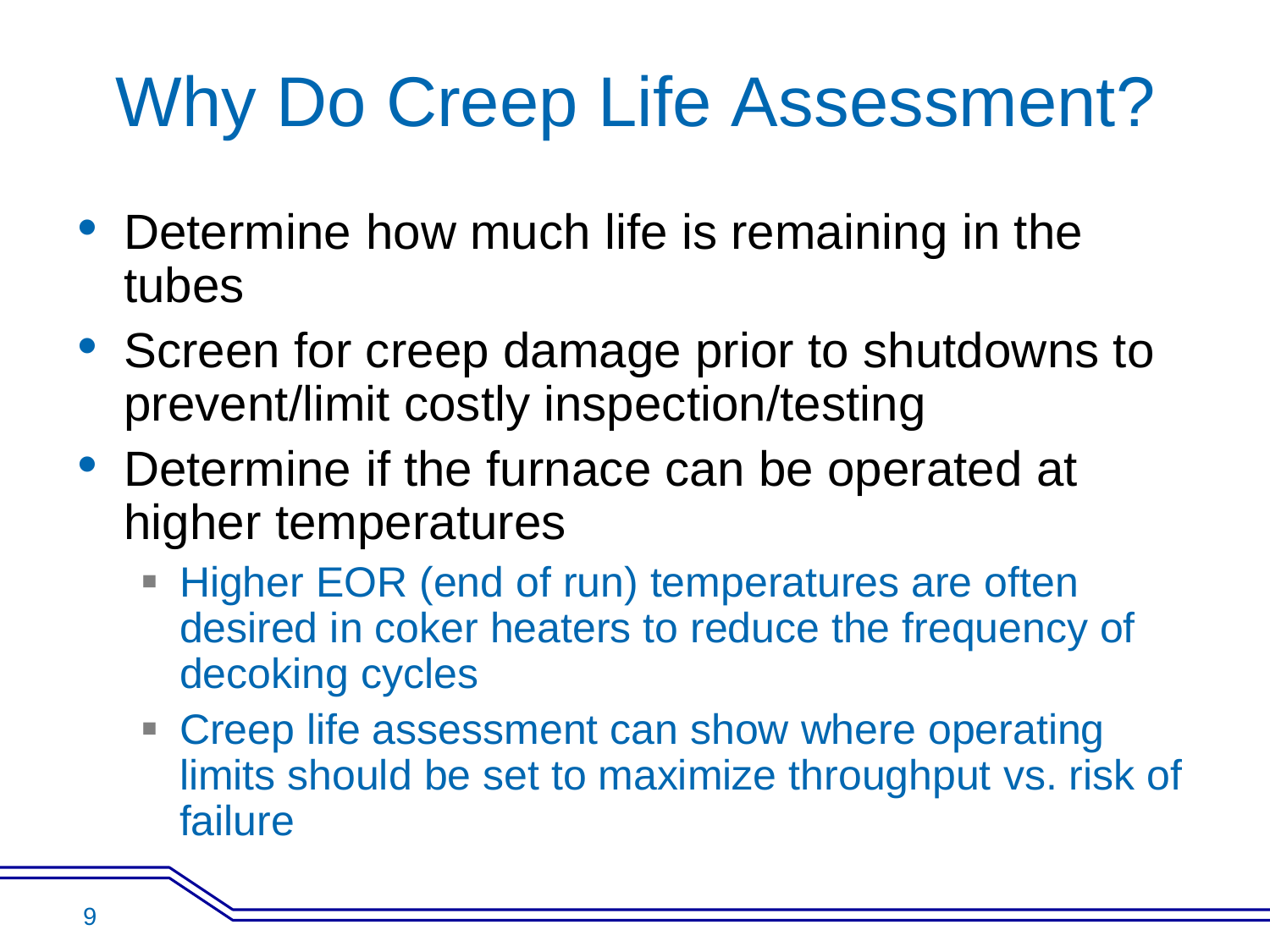# Why Do Creep Life Assessment?

- Determine how much life is remaining in the tubes
- Screen for creep damage prior to shutdowns to prevent/limit costly inspection/testing
- Determine if the furnace can be operated at higher temperatures
  - Higher EOR (end of run) temperatures are often desired in coker heaters to reduce the frequency of decoking cycles
  - Creep life assessment can show where operating limits should be set to maximize throughput vs. risk of failure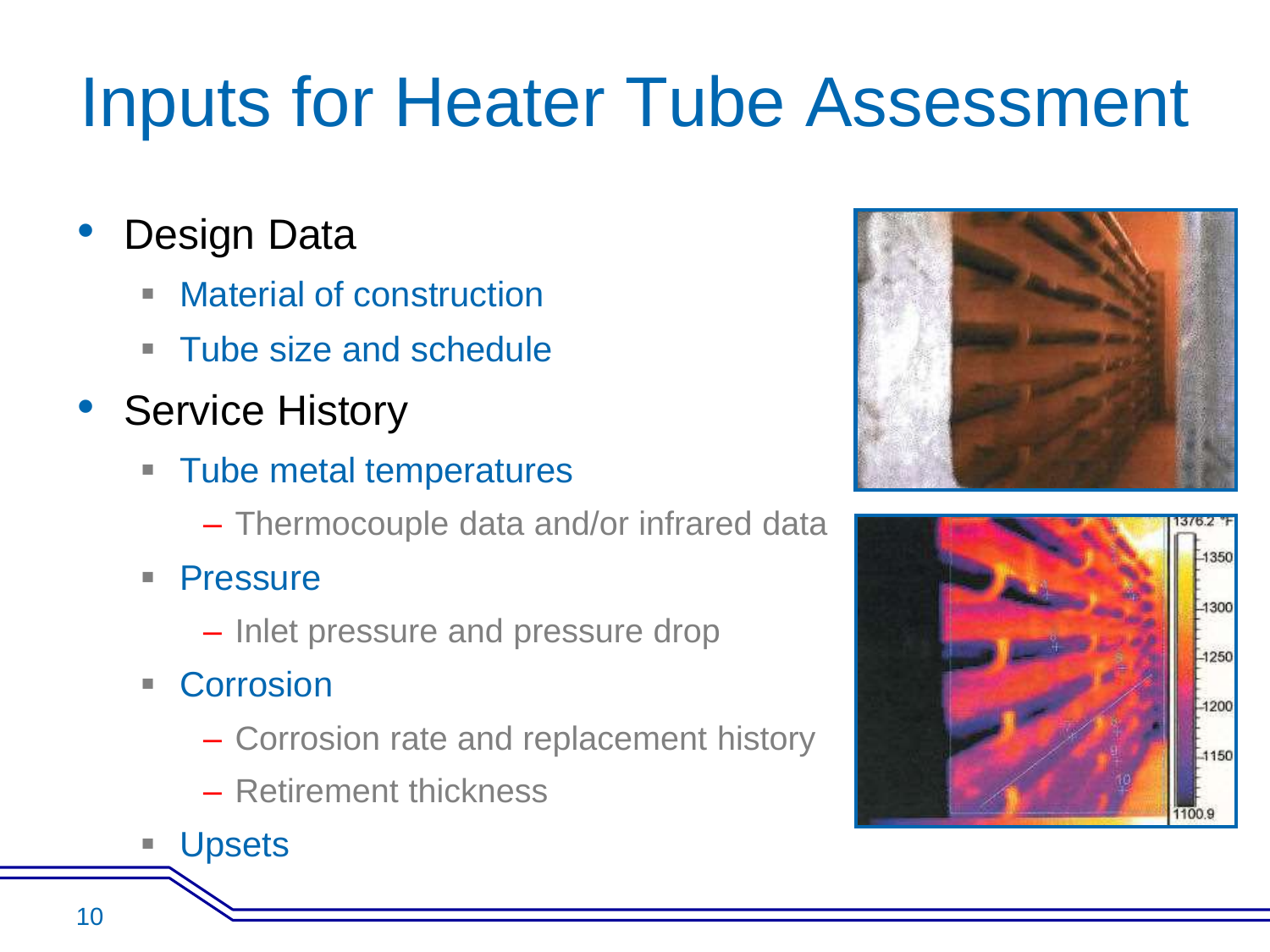# Inputs for Heater Tube Assessment

- Design Data
  - Material of construction
  - Tube size and schedule
- Service History
  - Tube metal temperatures
    - Thermocouple data and/or infrared data
  - Pressure
    - Inlet pressure and pressure drop
  - Corrosion
    - Corrosion rate and replacement history
    - Retirement thickness
  - Upsets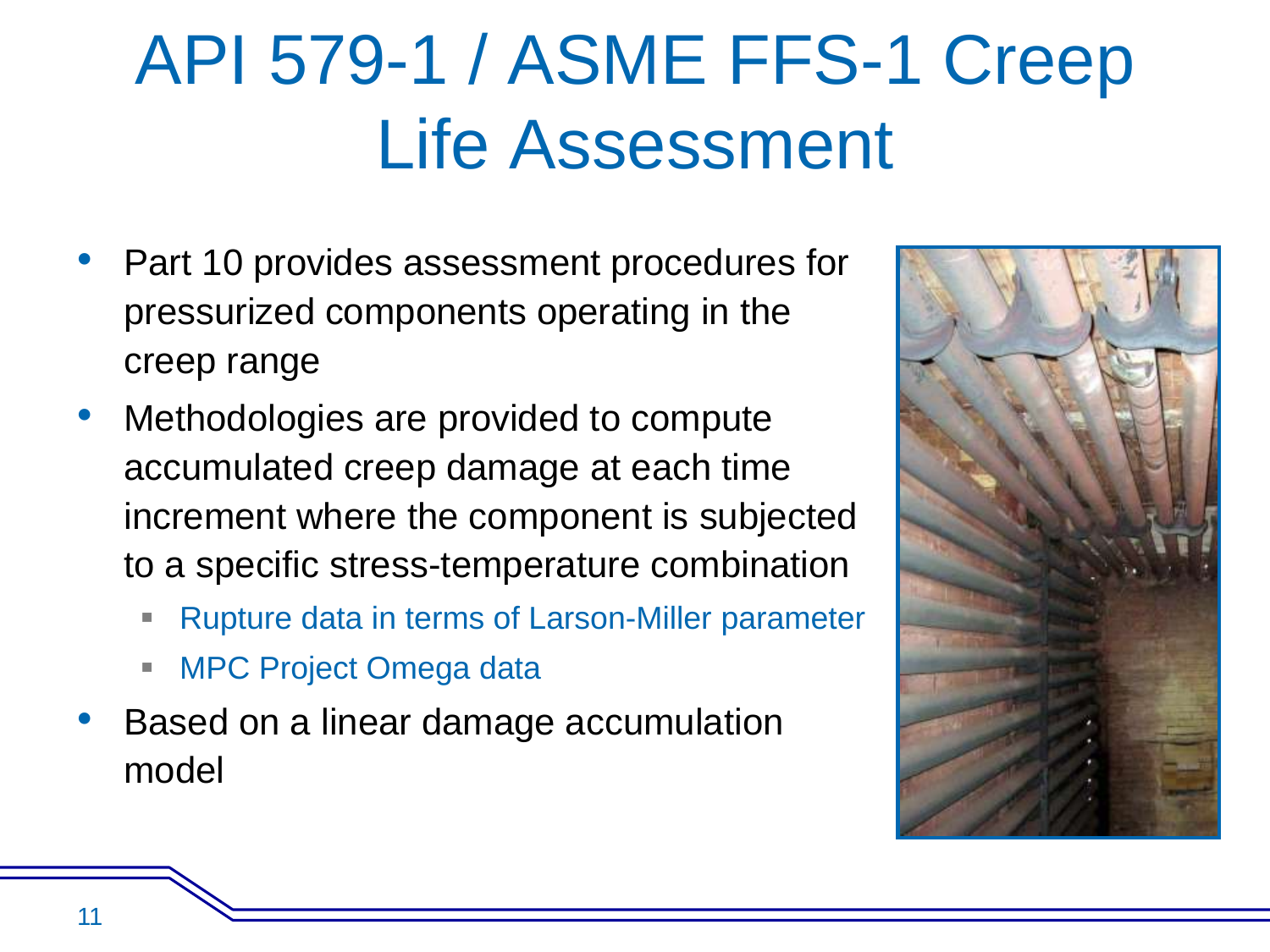# API 579-1 / ASME FFS-1 Creep Life Assessment

- Part 10 provides assessment procedures for pressurized components operating in the creep range
- Methodologies are provided to compute accumulated creep damage at each time increment where the component is subjected to a specific stress-temperature combination
  - Rupture data in terms of Larson-Miller parameter
  - MPC Project Omega data
- Based on a linear damage accumulation model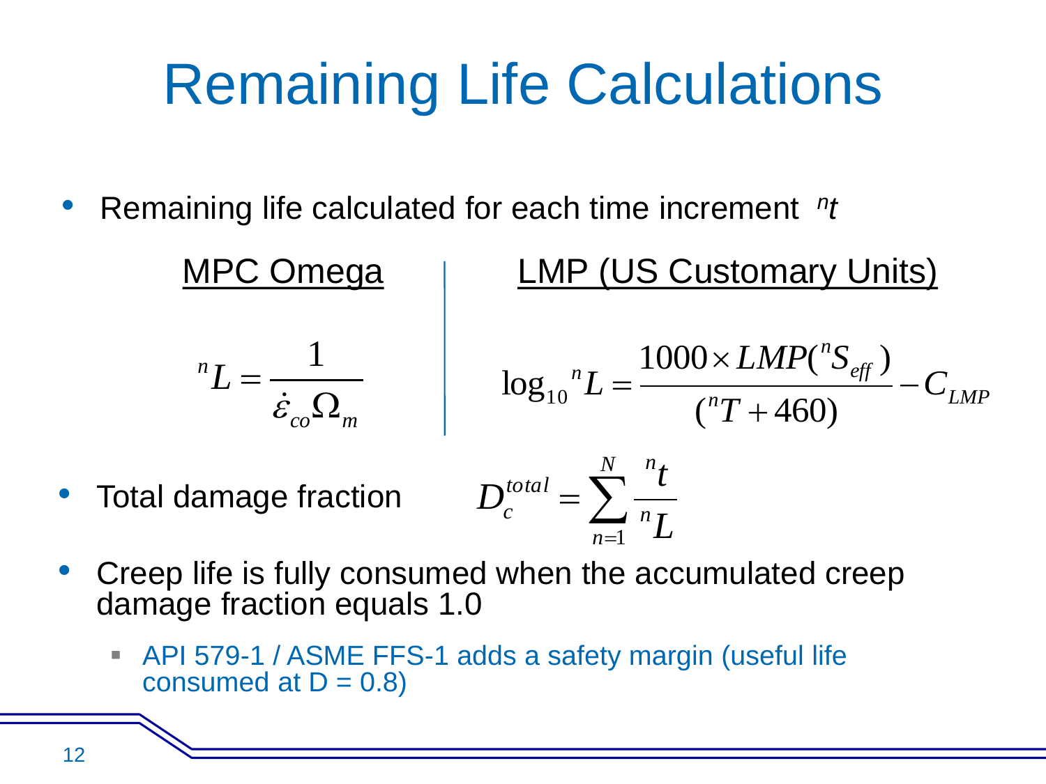# Remaining Life Calculations

- Remaining life calculated for each time increment ${}^{n}t$

**MPC Omega**

$$ {}^{n}L = \frac{1}{\dot{\varepsilon}_{co}\Omega_{m}} $$

**LMP (US Customary Units)**

$$ \log_{10}{}^{n}L = \frac{1000 \times LMP({}^{n}S_{eff})}{({}^{n}T + 460)} - C_{LMP} $$

- Total damage fraction

$$ D_{c}^{total} = \sum_{n=1}^{N} \frac{{}^{n}t}{{}^{n}L} $$

- Creep life is fully consumed when the accumulated creep damage fraction equals 1.0
  - API 579-1 / ASME FFS-1 adds a safety margin (useful life consumed at D = 0.8)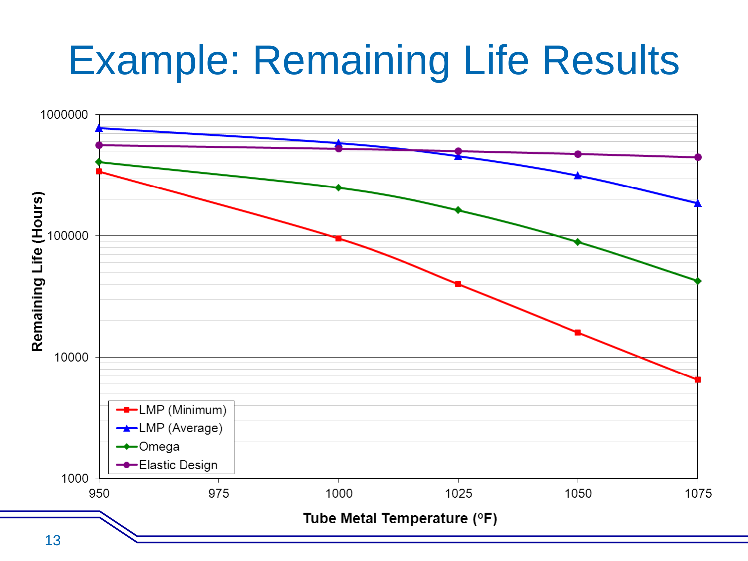# Example: Remaining Life Results

Remaining Life (Hours)

1000000

100000

10000

1000

950 975 1000 1025 1050 1075

Tube Metal Temperature (°F)

- LMP (Minimum)
- LMP (Average)
- Omega
- Elastic Design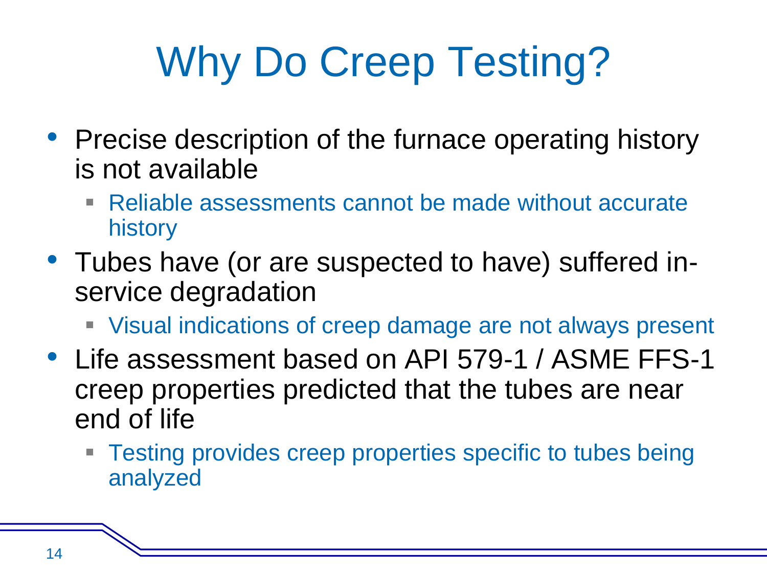# Why Do Creep Testing?

- Precise description of the furnace operating history is not available
  - Reliable assessments cannot be made without accurate history
- Tubes have (or are suspected to have) suffered in-service degradation
  - Visual indications of creep damage are not always present
- Life assessment based on API 579-1 / ASME FFS-1 creep properties predicted that the tubes are near end of life
  - Testing provides creep properties specific to tubes being analyzed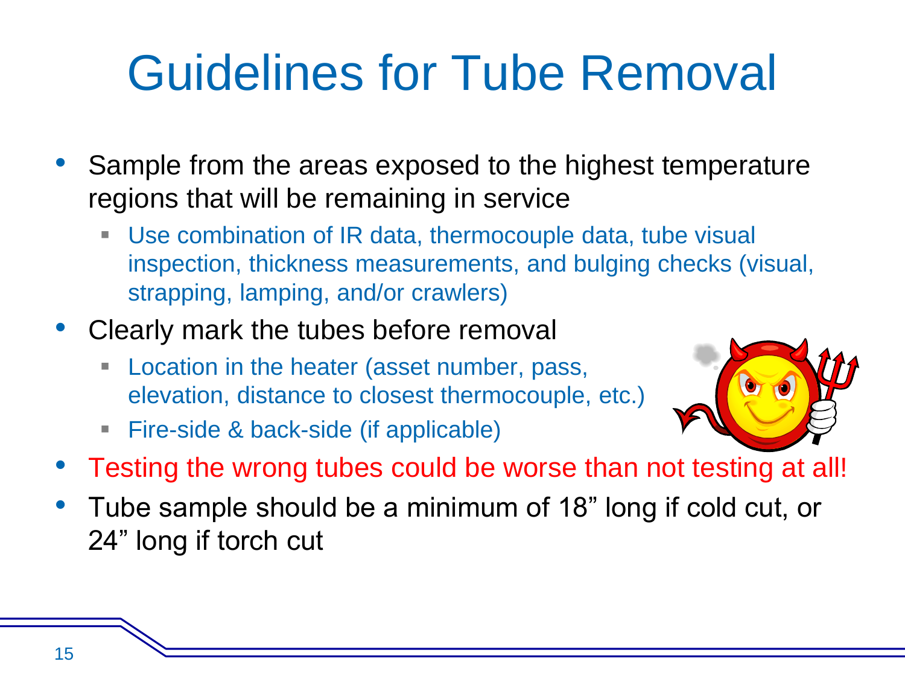# Guidelines for Tube Removal

- Sample from the areas exposed to the highest temperature regions that will be remaining in service
  - Use combination of IR data, thermocouple data, tube visual inspection, thickness measurements, and bulging checks (visual, strapping, lamping, and/or crawlers)
- Clearly mark the tubes before removal
  - Location in the heater (asset number, pass, elevation, distance to closest thermocouple, etc.)
  - Fire-side & back-side (if applicable)
- Testing the wrong tubes could be worse than not testing at all!
- Tube sample should be a minimum of 18” long if cold cut, or 24” long if torch cut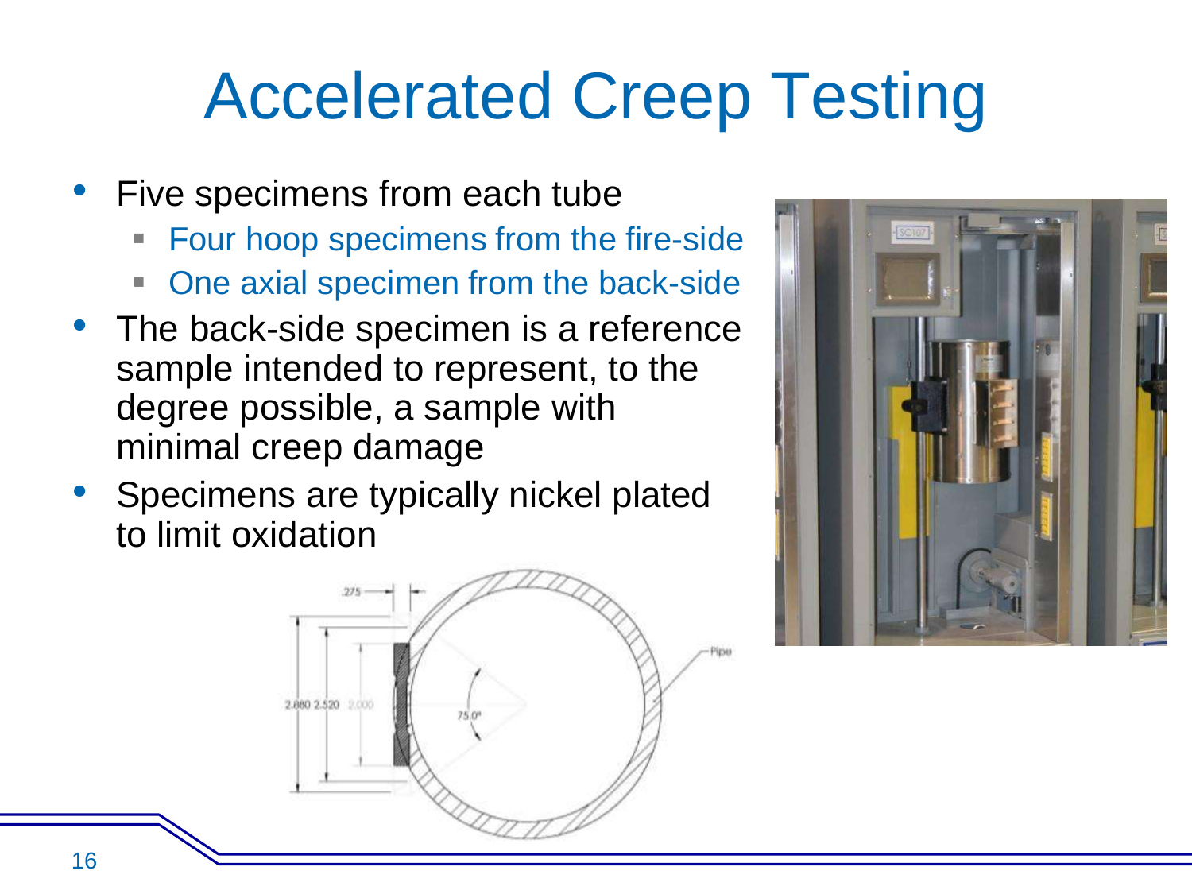# Accelerated Creep Testing

- Five specimens from each tube
  - Four hoop specimens from the fire-side
  - One axial specimen from the back-side
- The back-side specimen is a reference sample intended to represent, to the degree possible, a sample with minimal creep damage
- Specimens are typically nickel plated to limit oxidation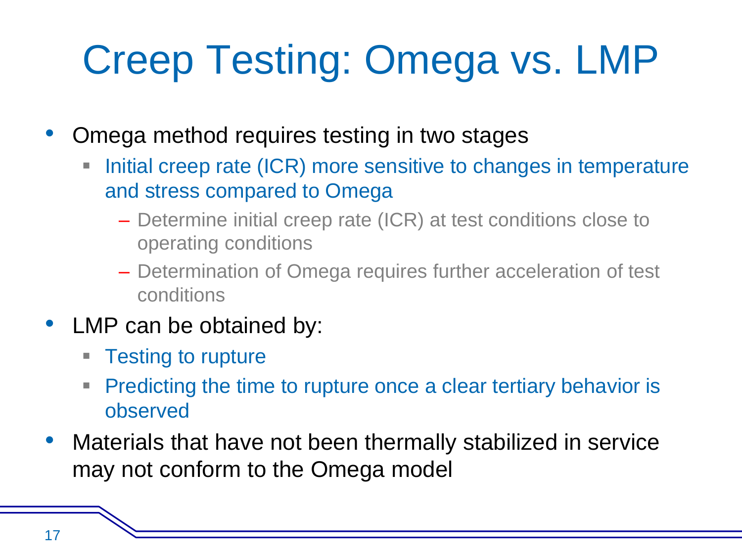# Creep Testing: Omega vs. LMP

- Omega method requires testing in two stages
  - Initial creep rate (ICR) more sensitive to changes in temperature and stress compared to Omega
    - Determine initial creep rate (ICR) at test conditions close to operating conditions
    - Determination of Omega requires further acceleration of test conditions
- LMP can be obtained by:
  - Testing to rupture
  - Predicting the time to rupture once a clear tertiary behavior is observed
- Materials that have not been thermally stabilized in service may not conform to the Omega model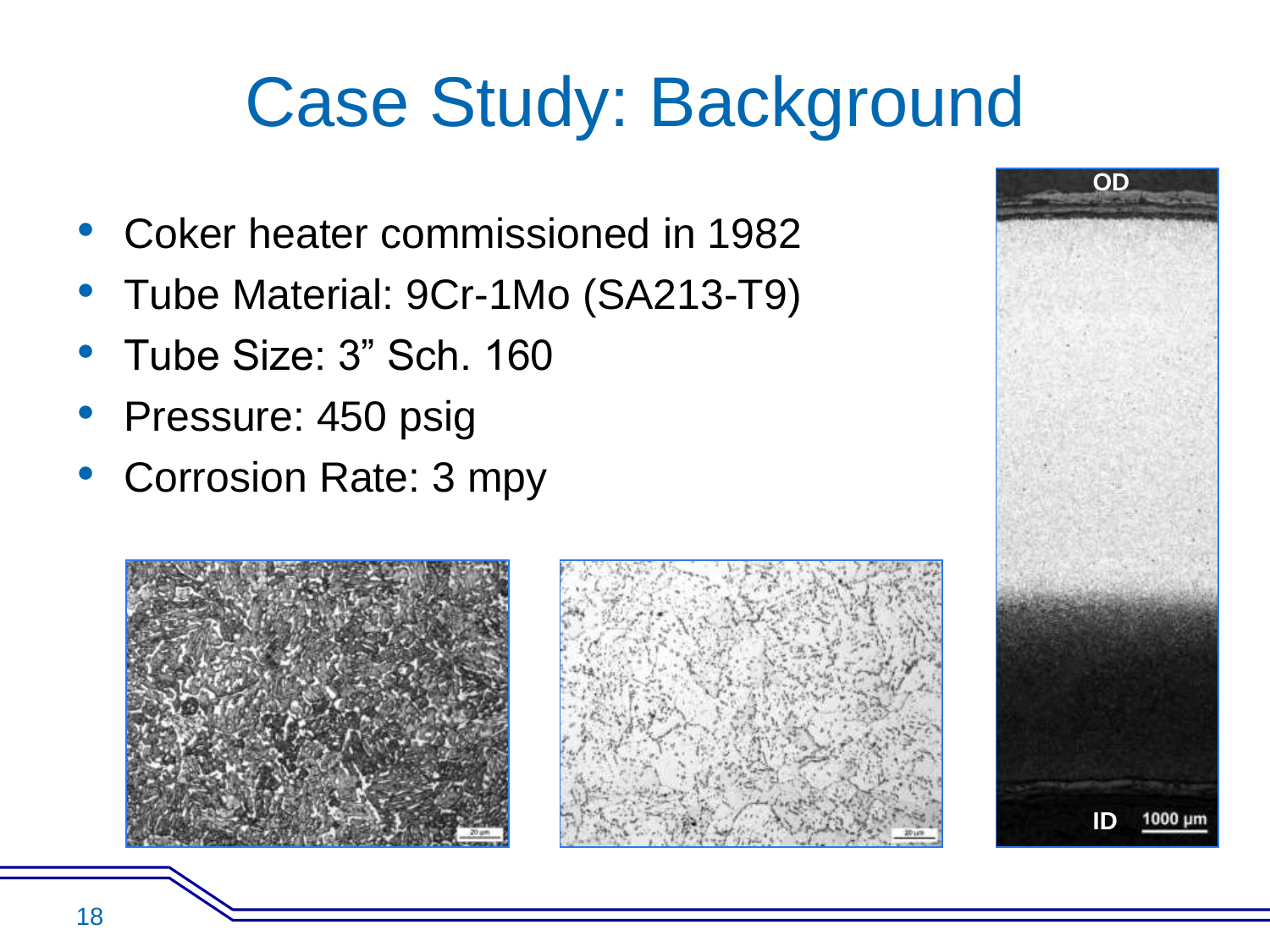# Case Study: Background

- Coker heater commissioned in 1982
- Tube Material: 9Cr-1Mo (SA213-T9)
- Tube Size: 3” Sch. 160
- Pressure: 450 psig
- Corrosion Rate: 3 mpy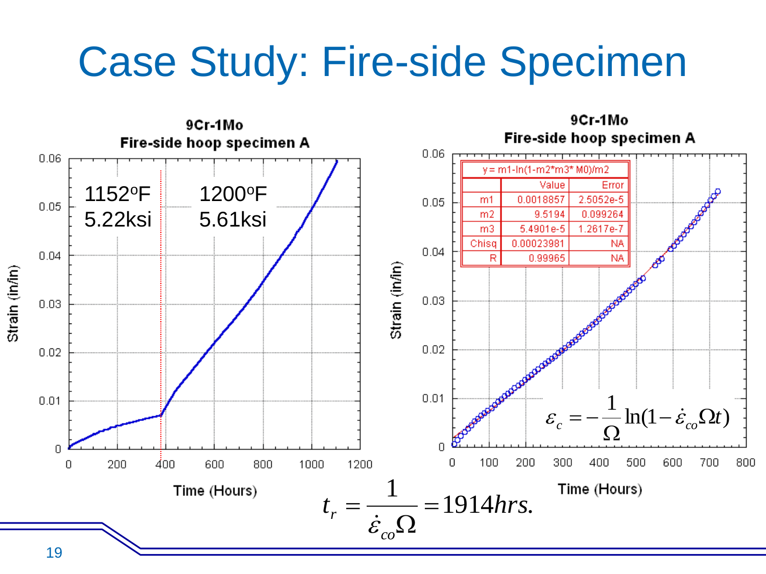# Case Study: Fire-side Specimen

**9Cr-1Mo**
**Fire-side hoop specimen A**

1152°F, 5.22ksi | 1200°F, 5.61ksi

**9Cr-1Mo**
**Fire-side hoop specimen A**

y = m1-ln(1-m2*m3* M0)/m2

| | Value | Error |
|---|---|---|
| m1 | 0.0018857 | 2.5052e-5 |
| m2 | 9.5194 | 0.099264 |
| m3 | 5.4901e-5 | 1.2617e-7 |
| Chisq | 0.00023981 | NA |
| R | 0.99965 | NA |

$$\varepsilon_c = -\frac{1}{\Omega}\ln(1-\dot{\varepsilon}_{co}\Omega t)$$

$$t_r = \frac{1}{\dot{\varepsilon}_{co}\Omega} = 1914 hrs.$$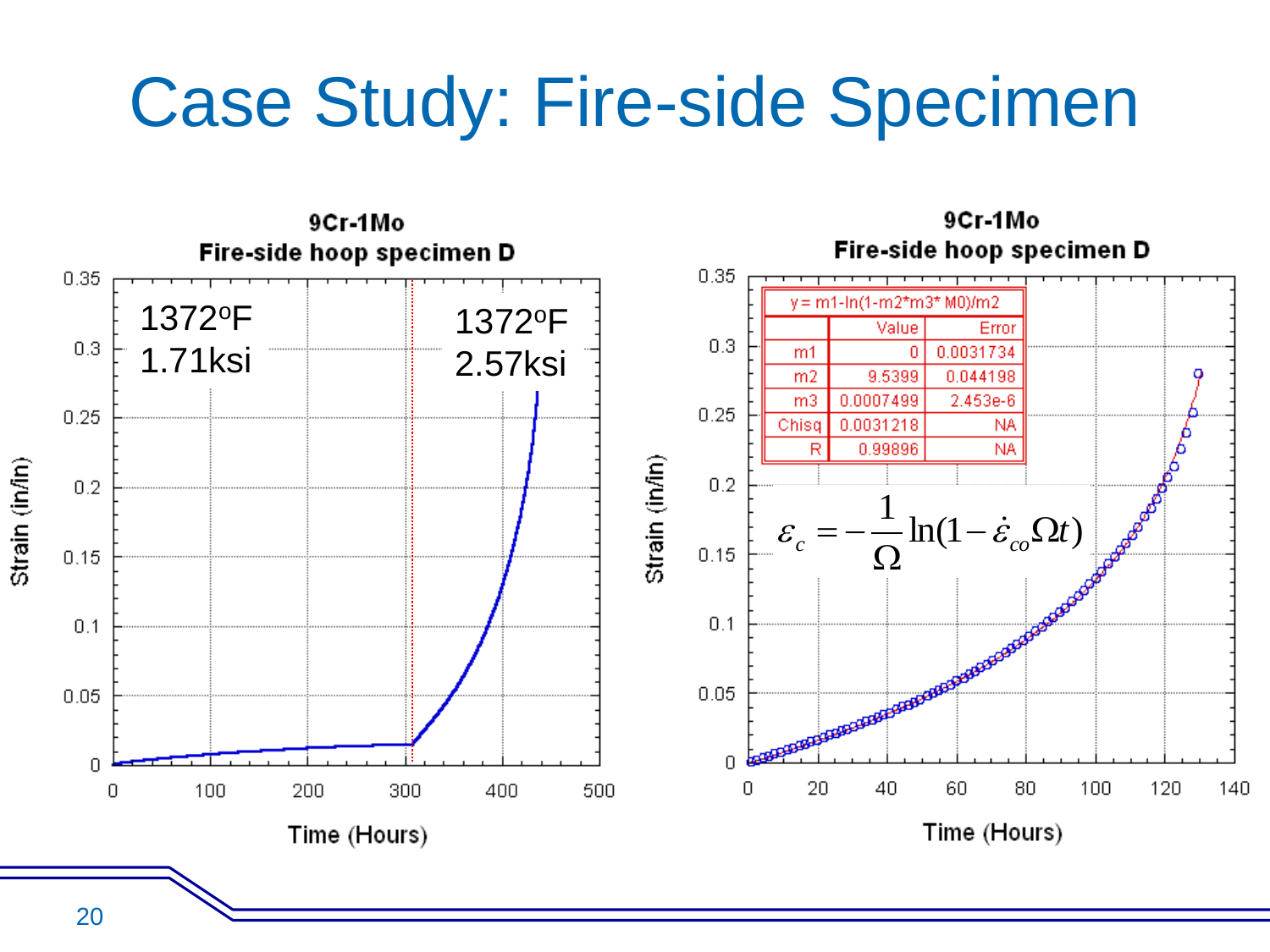# Case Study: Fire-side Specimen

**9Cr-1Mo**
**Fire-side hoop specimen D**

1372°F
1.71ksi

1372°F
2.57ksi

Strain (in/in)

Time (Hours)

**9Cr-1Mo**
**Fire-side hoop specimen D**

y = m1-ln(1-m2*m3* M0)/m2

| | Value | Error |
|---|---|---|
| m1 | 0 | 0.0031734 |
| m2 | 9.5399 | 0.044198 |
| m3 | 0.0007499 | 2.453e-6 |
| Chisq | 0.0031218 | NA |
| R | 0.99896 | NA |

$$\varepsilon_c = -\frac{1}{\Omega}\ln(1-\dot{\varepsilon}_{co}\Omega t)$$

Strain (in/in)

Time (Hours)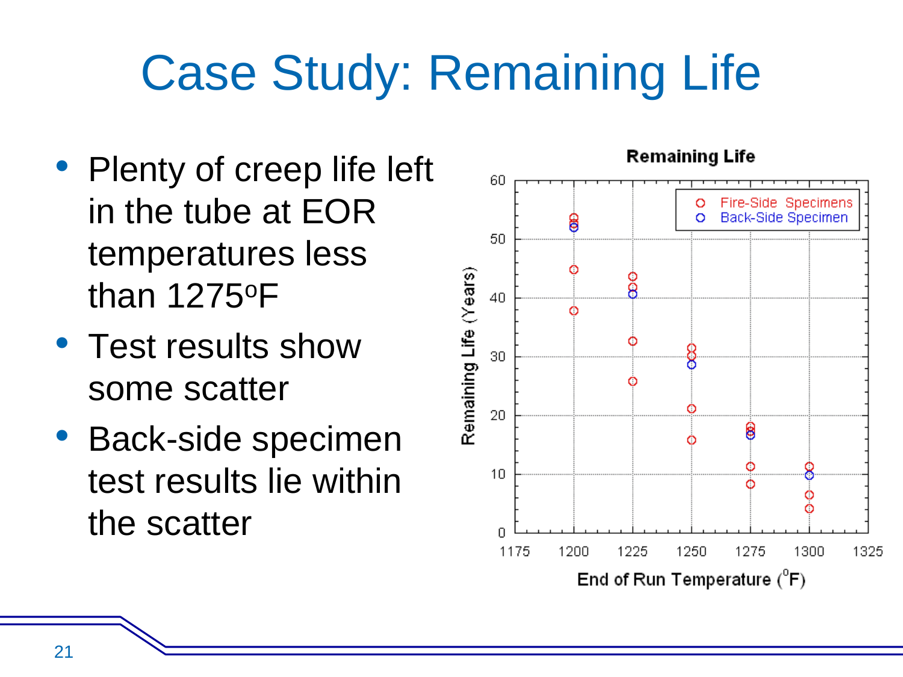# Case Study: Remaining Life

- Plenty of creep life left in the tube at EOR temperatures less than 1275°F
- Test results show some scatter
- Back-side specimen test results lie within the scatter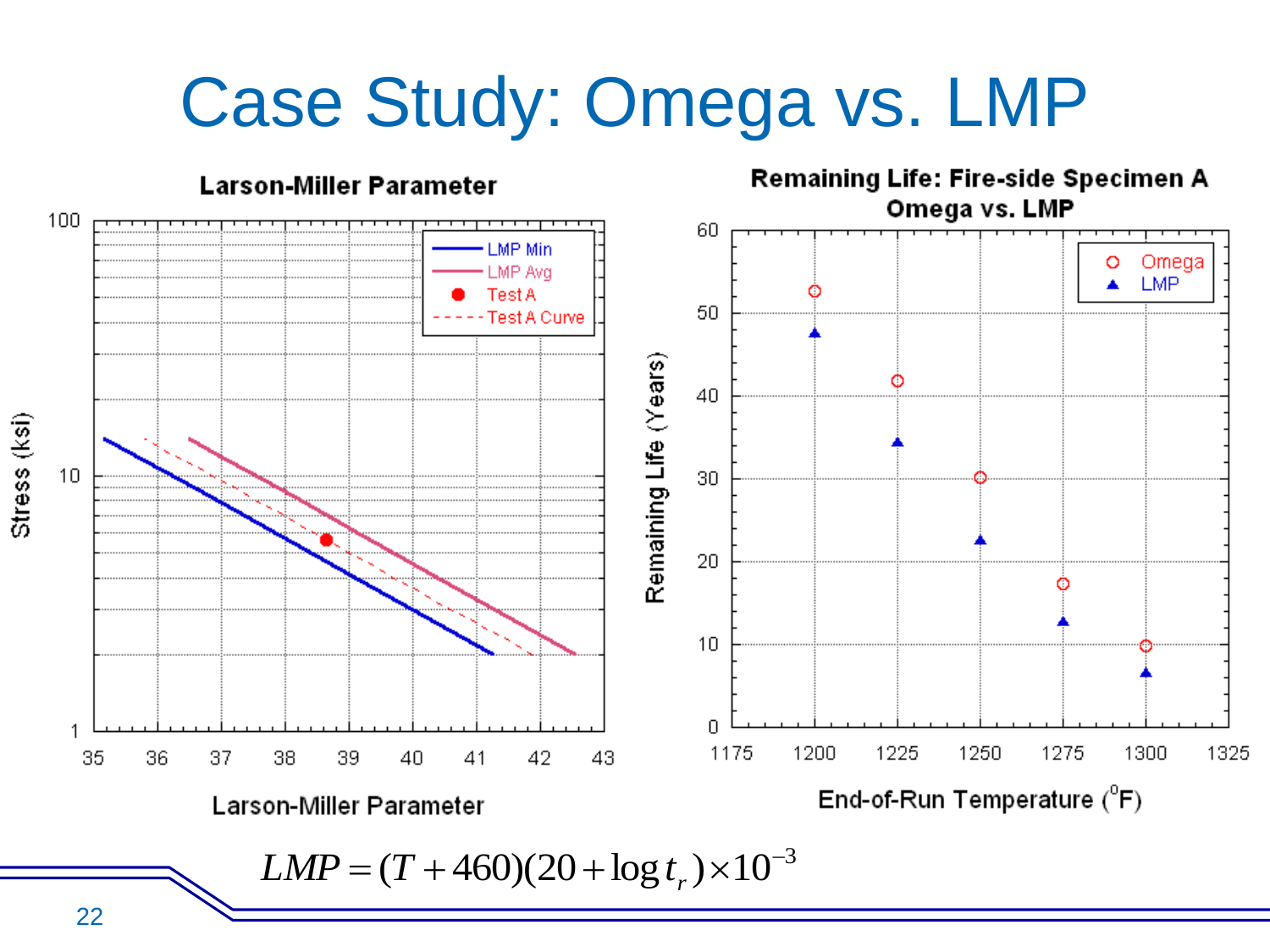# Case Study: Omega vs. LMP

**Larson-Miller Parameter**

- LMP Min
- LMP Avg
- Test A
- Test A Curve

Stress (ksi) vs. Larson-Miller Parameter

**Remaining Life: Fire-side Specimen A Omega vs. LMP**

- Omega
- LMP

Remaining Life (Years) vs. End-of-Run Temperature (°F)

$$LMP = (T + 460)(20 + \log t_r) \times 10^{-3}$$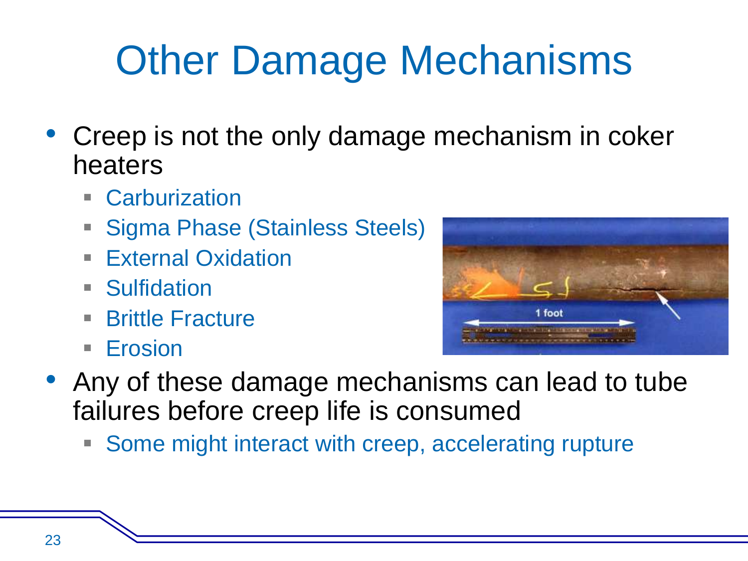# Other Damage Mechanisms

- Creep is not the only damage mechanism in coker heaters
  - Carburization
  - Sigma Phase (Stainless Steels)
  - External Oxidation
  - Sulfidation
  - Brittle Fracture
  - Erosion
- Any of these damage mechanisms can lead to tube failures before creep life is consumed
  - Some might interact with creep, accelerating rupture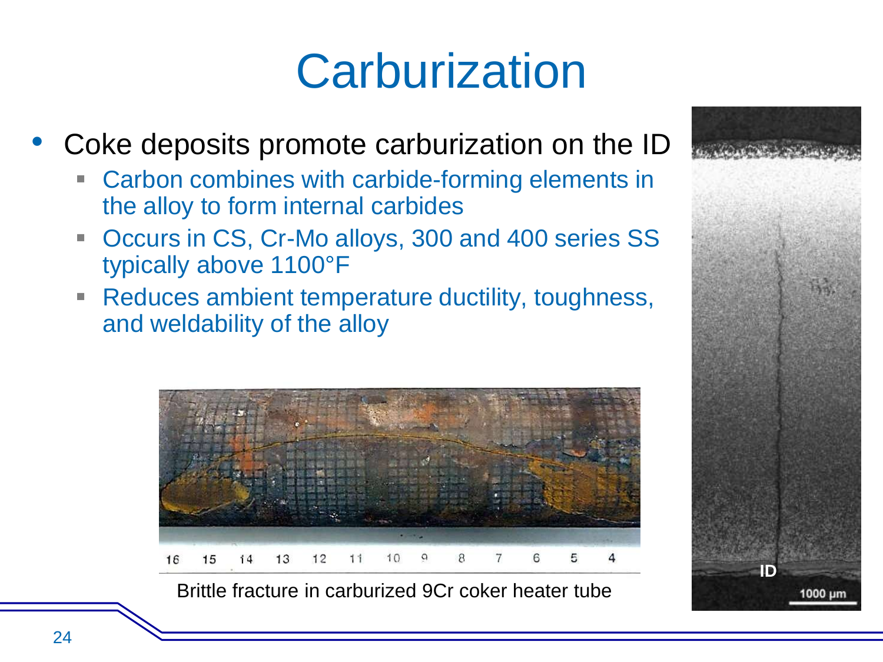# Carburization

- Coke deposits promote carburization on the ID
  - Carbon combines with carbide-forming elements in the alloy to form internal carbides
  - Occurs in CS, Cr-Mo alloys, 300 and 400 series SS typically above 1100°F
  - Reduces ambient temperature ductility, toughness, and weldability of the alloy

Brittle fracture in carburized 9Cr coker heater tube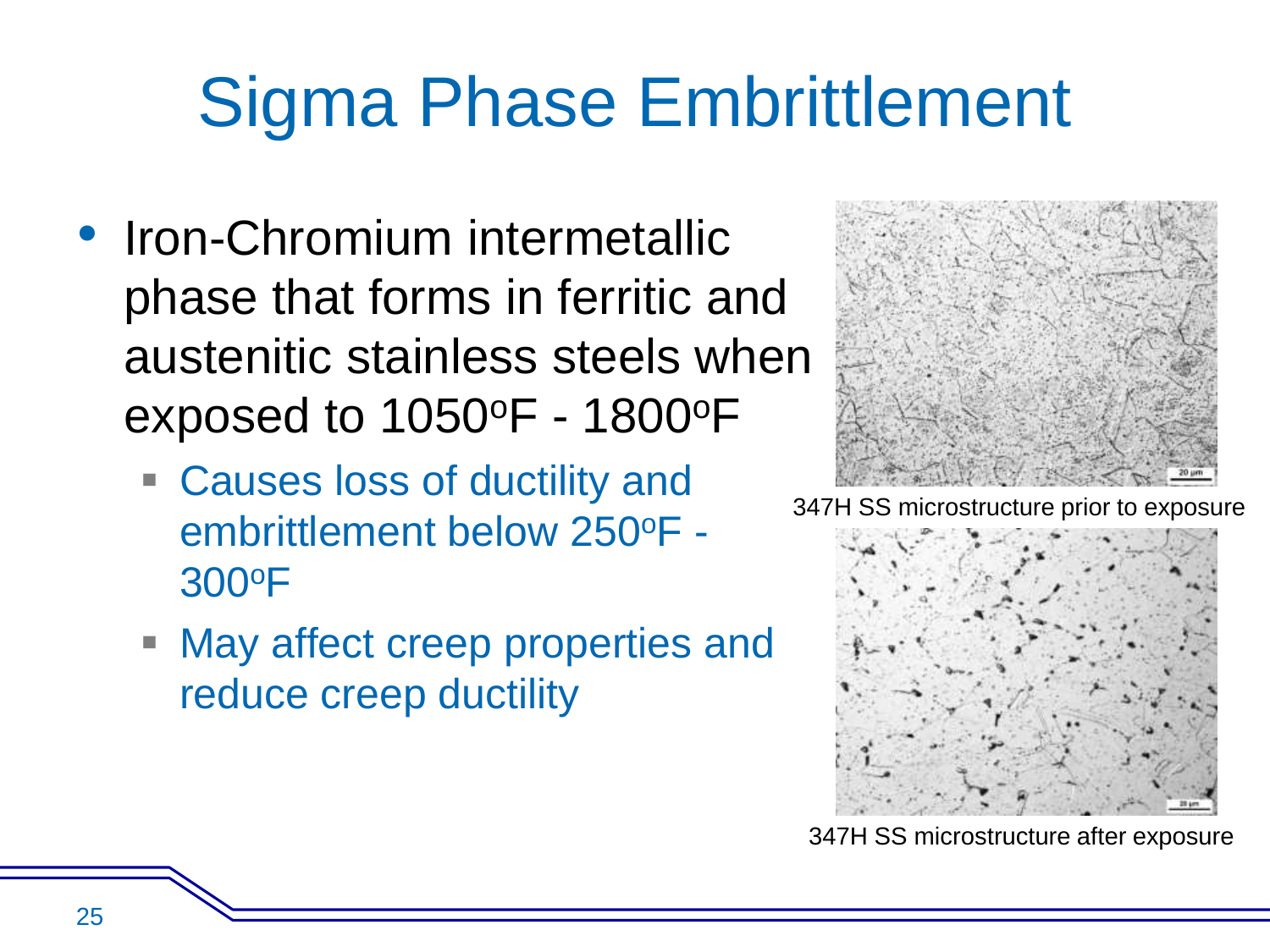# Sigma Phase Embrittlement

- Iron-Chromium intermetallic phase that forms in ferritic and austenitic stainless steels when exposed to $1050^{o}F$ - $1800^{o}F$
  - Causes loss of ductility and embrittlement below $250^{o}F$ - $300^{o}F$
  - May affect creep properties and reduce creep ductility

347H SS microstructure prior to exposure

347H SS microstructure after exposure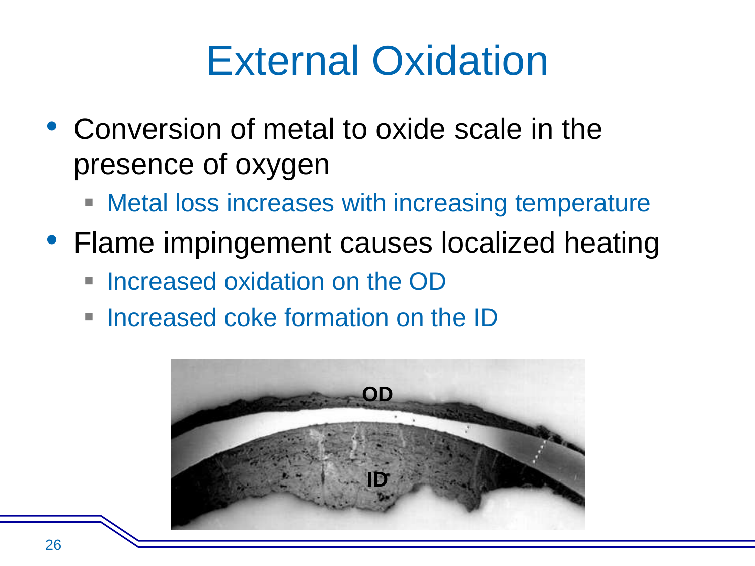# External Oxidation

- Conversion of metal to oxide scale in the presence of oxygen
  - Metal loss increases with increasing temperature
- Flame impingement causes localized heating
  - Increased oxidation on the OD
  - Increased coke formation on the ID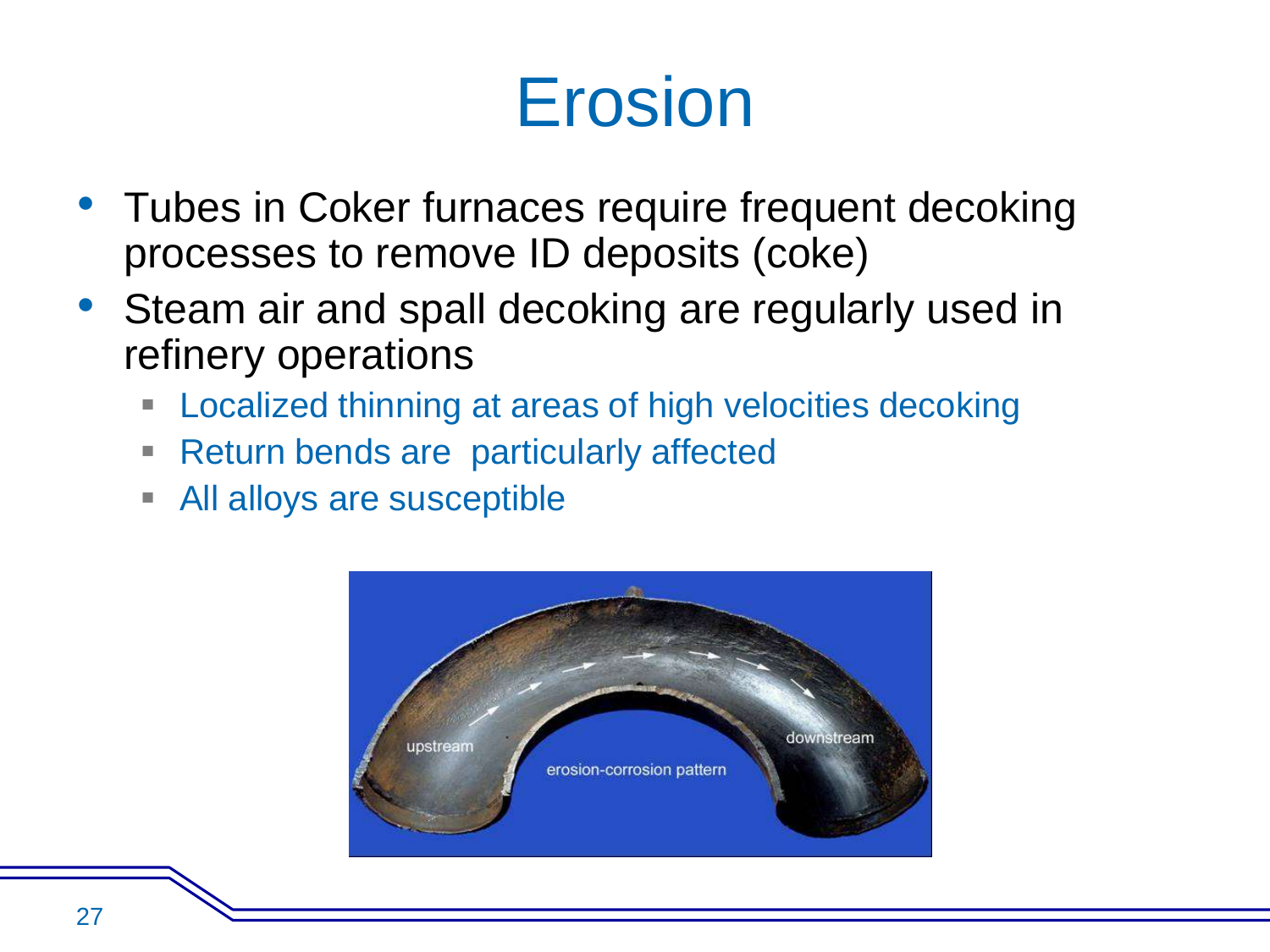# Erosion

- Tubes in Coker furnaces require frequent decoking processes to remove ID deposits (coke)
- Steam air and spall decoking are regularly used in refinery operations
  - Localized thinning at areas of high velocities decoking
  - Return bends are  particularly affected
  - All alloys are susceptible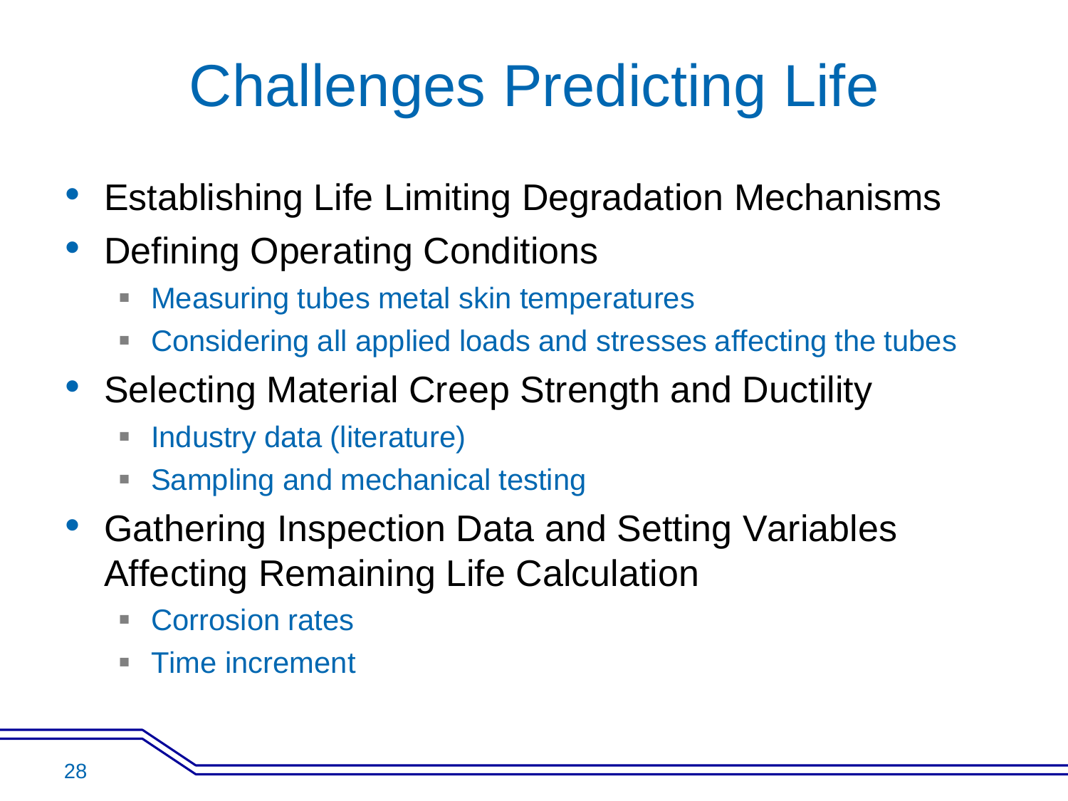# Challenges Predicting Life

- Establishing Life Limiting Degradation Mechanisms
- Defining Operating Conditions
  - Measuring tubes metal skin temperatures
  - Considering all applied loads and stresses affecting the tubes
- Selecting Material Creep Strength and Ductility
  - Industry data (literature)
  - Sampling and mechanical testing
- Gathering Inspection Data and Setting Variables Affecting Remaining Life Calculation
  - Corrosion rates
  - Time increment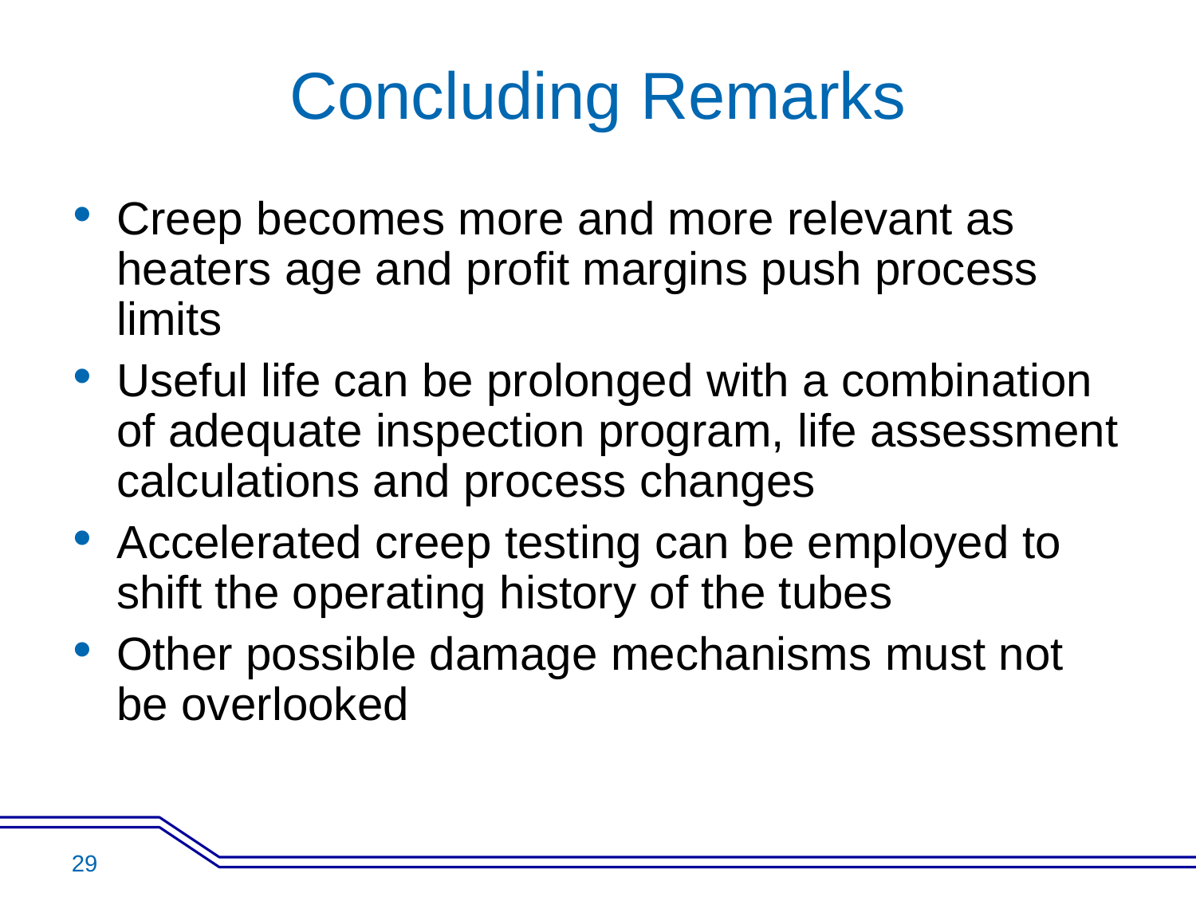# Concluding Remarks

- Creep becomes more and more relevant as heaters age and profit margins push process limits
- Useful life can be prolonged with a combination of adequate inspection program, life assessment calculations and process changes
- Accelerated creep testing can be employed to shift the operating history of the tubes
- Other possible damage mechanisms must not be overlooked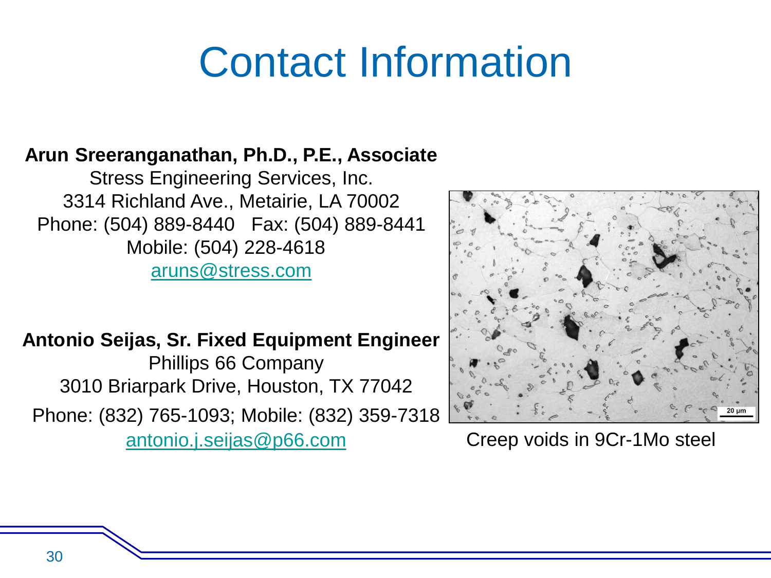# Contact Information

**Arun Sreeranganathan, Ph.D., P.E., Associate**
Stress Engineering Services, Inc.
3314 Richland Ave., Metairie, LA 70002
Phone: (504) 889-8440 Fax: (504) 889-8441
Mobile: (504) 228-4618
aruns@stress.com

**Antonio Seijas, Sr. Fixed Equipment Engineer**
Phillips 66 Company
3010 Briarpark Drive, Houston, TX 77042
Phone: (832) 765-1093; Mobile: (832) 359-7318
antonio.j.seijas@p66.com

20 µm

Creep voids in 9Cr-1Mo steel